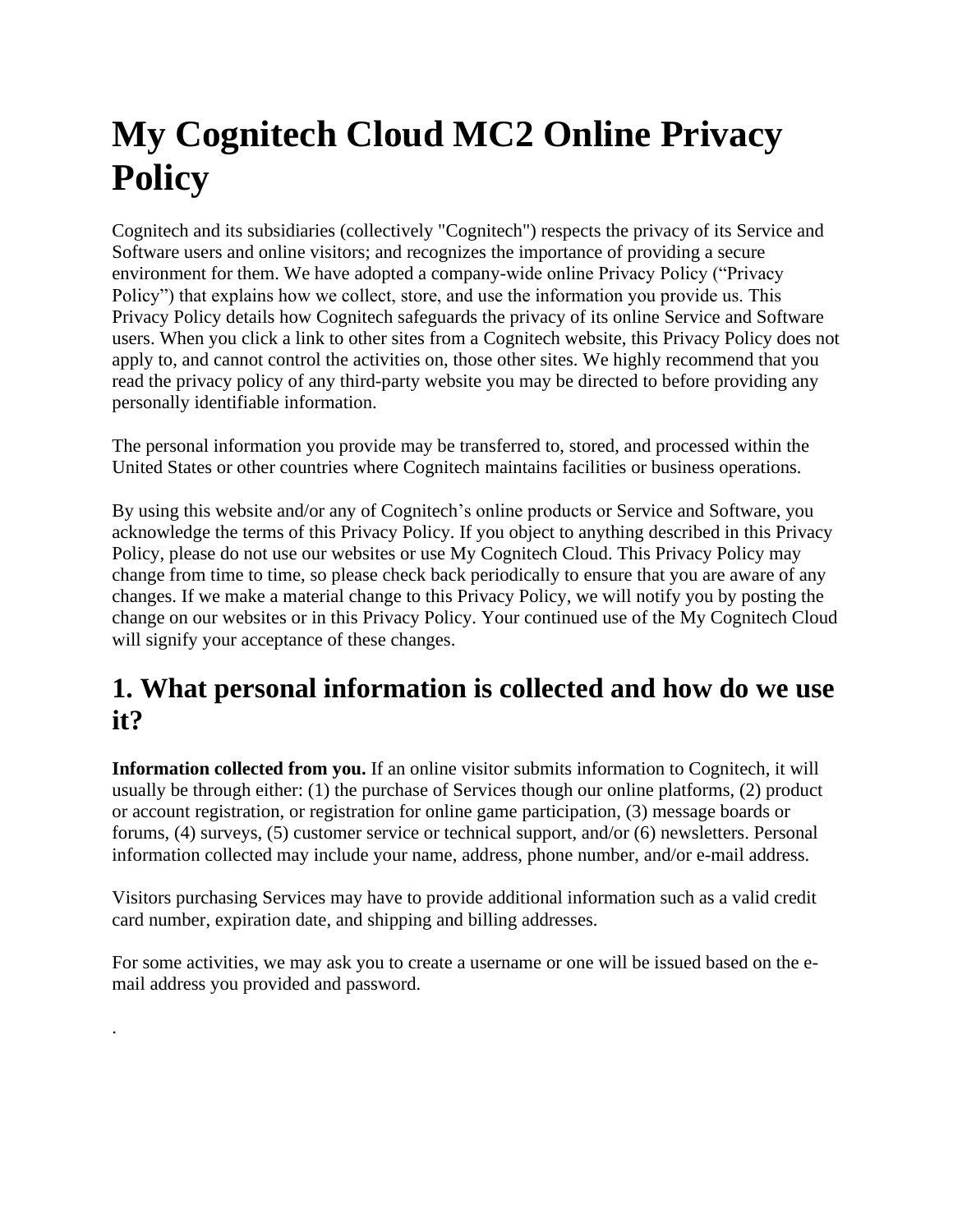# My Cognitech Cloud MC2 Online Privacy Policy

Cognitech and its subsidiaries (collectively "Cognitech") respects the privacy of its Service and Software users and online visitors; and recognizes the importance of providing a secure environment for them. We have adopted a company-wide online Privacy Policy ("Privacy Policy") that explains how we collect, store, and use the information you provide us. This Privacy Policy details how Cognitech safeguards the privacy of its online Service and Software users. When you click a link to other sites from a Cognitech website, this Privacy Policy does not apply to, and cannot control the activities on, those other sites. We highly recommend that you read the privacy policy of any third-party website you may be directed to before providing any personally identifiable information.

The personal information you provide may be transferred to, stored, and processed within the United States or other countries where Cognitech maintains facilities or business operations.

By using this website and/or any of Cognitech's online products or Service and Software, you acknowledge the terms of this Privacy Policy. If you object to anything described in this Privacy Policy, please do not use our websites or use My Cognitech Cloud. This Privacy Policy may change from time to time, so please check back periodically to ensure that you are aware of any changes. If we make a material change to this Privacy Policy, we will notify you by posting the change on our websites or in this Privacy Policy. Your continued use of the My Cognitech Cloud will signify your acceptance of these changes.

## 1. What personal information is collected and how do we use it?

**Information collected from you.** If an online visitor submits information to Cognitech, it will usually be through either: (1) the purchase of Services though our online platforms, (2) product or account registration, or registration for online game participation, (3) message boards or forums, (4) surveys, (5) customer service or technical support, and/or (6) newsletters. Personal information collected may include your name, address, phone number, and/or e-mail address.

Visitors purchasing Services may have to provide additional information such as a valid credit card number, expiration date, and shipping and billing addresses.

For some activities, we may ask you to create a username or one will be issued based on the e-mail address you provided and password.

.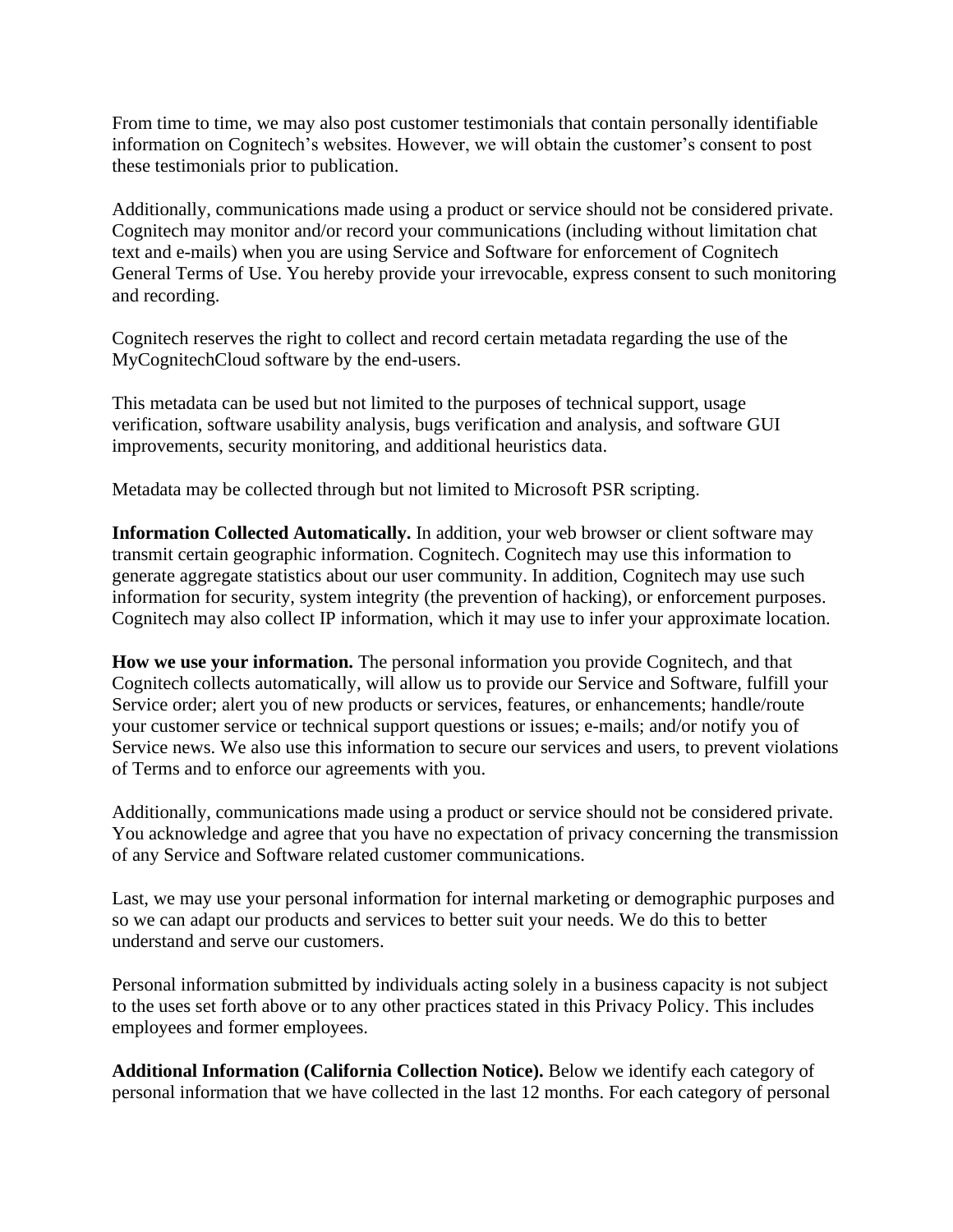From time to time, we may also post customer testimonials that contain personally identifiable information on Cognitech's websites. However, we will obtain the customer's consent to post these testimonials prior to publication.

Additionally, communications made using a product or service should not be considered private. Cognitech may monitor and/or record your communications (including without limitation chat text and e-mails) when you are using Service and Software for enforcement of Cognitech General Terms of Use. You hereby provide your irrevocable, express consent to such monitoring and recording.

Cognitech reserves the right to collect and record certain metadata regarding the use of the MyCognitechCloud software by the end-users.

This metadata can be used but not limited to the purposes of technical support, usage verification, software usability analysis, bugs verification and analysis, and software GUI improvements, security monitoring, and additional heuristics data.

Metadata may be collected through but not limited to Microsoft PSR scripting.

**Information Collected Automatically.** In addition, your web browser or client software may transmit certain geographic information. Cognitech. Cognitech may use this information to generate aggregate statistics about our user community. In addition, Cognitech may use such information for security, system integrity (the prevention of hacking), or enforcement purposes. Cognitech may also collect IP information, which it may use to infer your approximate location.

**How we use your information.** The personal information you provide Cognitech, and that Cognitech collects automatically, will allow us to provide our Service and Software, fulfill your Service order; alert you of new products or services, features, or enhancements; handle/route your customer service or technical support questions or issues; e-mails; and/or notify you of Service news. We also use this information to secure our services and users, to prevent violations of Terms and to enforce our agreements with you.

Additionally, communications made using a product or service should not be considered private. You acknowledge and agree that you have no expectation of privacy concerning the transmission of any Service and Software related customer communications.

Last, we may use your personal information for internal marketing or demographic purposes and so we can adapt our products and services to better suit your needs. We do this to better understand and serve our customers.

Personal information submitted by individuals acting solely in a business capacity is not subject to the uses set forth above or to any other practices stated in this Privacy Policy. This includes employees and former employees.

**Additional Information (California Collection Notice).** Below we identify each category of personal information that we have collected in the last 12 months. For each category of personal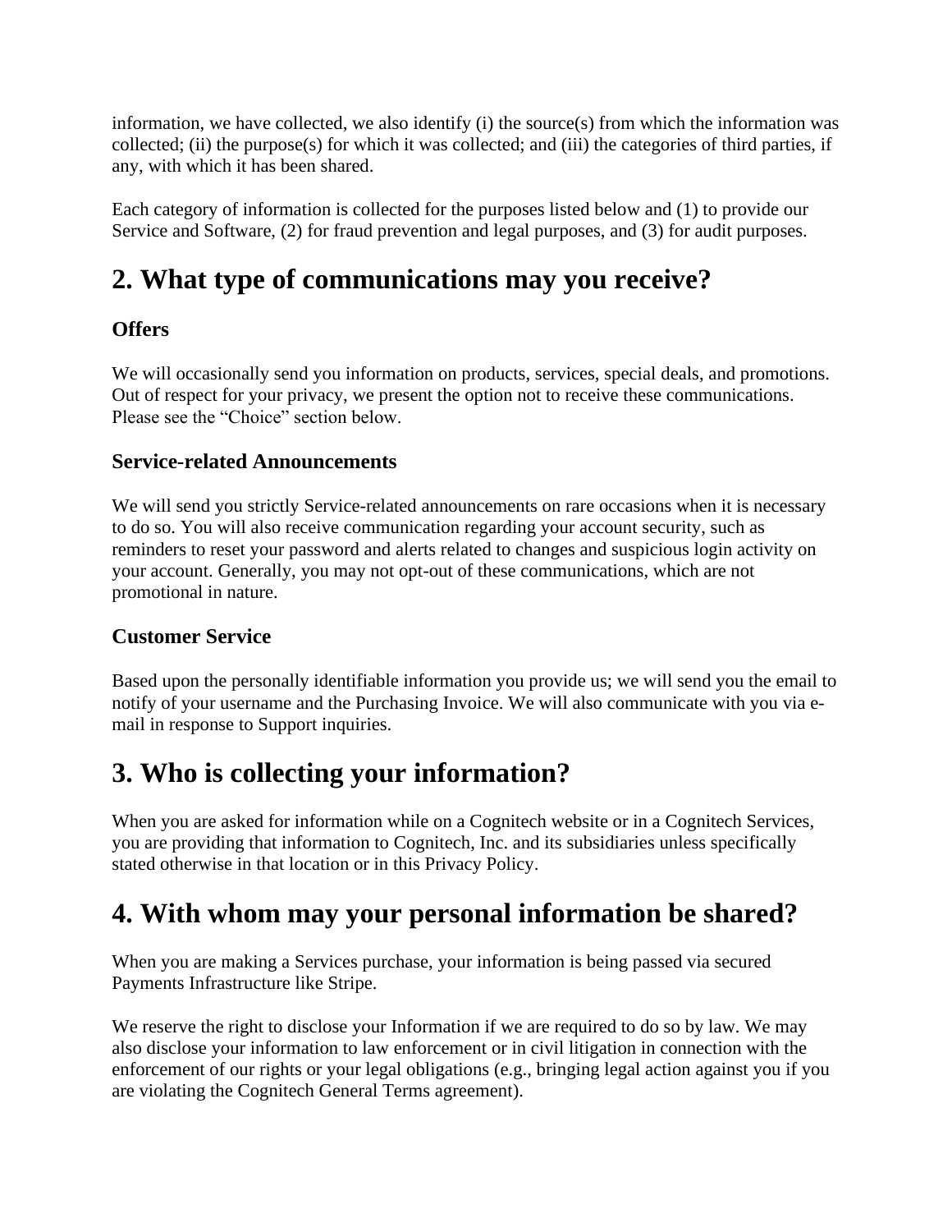information, we have collected, we also identify (i) the source(s) from which the information was collected; (ii) the purpose(s) for which it was collected; and (iii) the categories of third parties, if any, with which it has been shared.

Each category of information is collected for the purposes listed below and (1) to provide our Service and Software, (2) for fraud prevention and legal purposes, and (3) for audit purposes.

## 2. What type of communications may you receive?

### Offers

We will occasionally send you information on products, services, special deals, and promotions. Out of respect for your privacy, we present the option not to receive these communications. Please see the "Choice" section below.

### Service-related Announcements

We will send you strictly Service-related announcements on rare occasions when it is necessary to do so. You will also receive communication regarding your account security, such as reminders to reset your password and alerts related to changes and suspicious login activity on your account. Generally, you may not opt-out of these communications, which are not promotional in nature.

### Customer Service

Based upon the personally identifiable information you provide us; we will send you the email to notify of your username and the Purchasing Invoice. We will also communicate with you via e-mail in response to Support inquiries.

## 3. Who is collecting your information?

When you are asked for information while on a Cognitech website or in a Cognitech Services, you are providing that information to Cognitech, Inc. and its subsidiaries unless specifically stated otherwise in that location or in this Privacy Policy.

## 4. With whom may your personal information be shared?

When you are making a Services purchase, your information is being passed via secured Payments Infrastructure like Stripe.

We reserve the right to disclose your Information if we are required to do so by law. We may also disclose your information to law enforcement or in civil litigation in connection with the enforcement of our rights or your legal obligations (e.g., bringing legal action against you if you are violating the Cognitech General Terms agreement).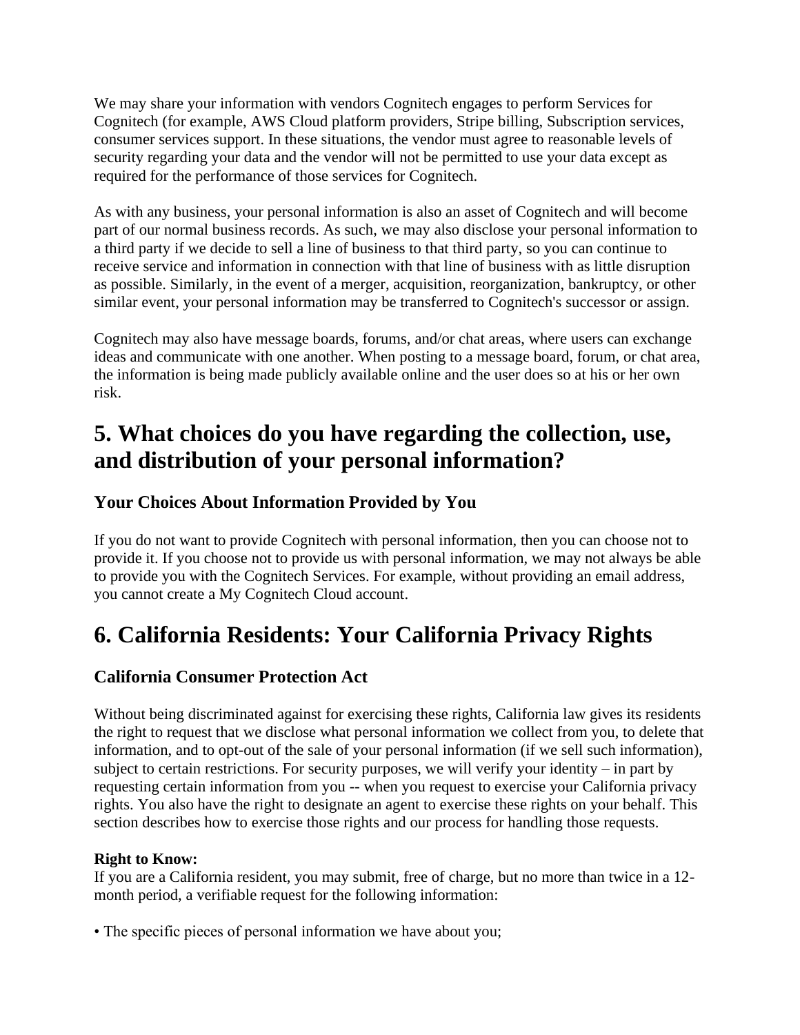We may share your information with vendors Cognitech engages to perform Services for Cognitech (for example, AWS Cloud platform providers, Stripe billing, Subscription services, consumer services support. In these situations, the vendor must agree to reasonable levels of security regarding your data and the vendor will not be permitted to use your data except as required for the performance of those services for Cognitech.

As with any business, your personal information is also an asset of Cognitech and will become part of our normal business records. As such, we may also disclose your personal information to a third party if we decide to sell a line of business to that third party, so you can continue to receive service and information in connection with that line of business with as little disruption as possible. Similarly, in the event of a merger, acquisition, reorganization, bankruptcy, or other similar event, your personal information may be transferred to Cognitech's successor or assign.

Cognitech may also have message boards, forums, and/or chat areas, where users can exchange ideas and communicate with one another. When posting to a message board, forum, or chat area, the information is being made publicly available online and the user does so at his or her own risk.

# 5. What choices do you have regarding the collection, use, and distribution of your personal information?

## Your Choices About Information Provided by You

If you do not want to provide Cognitech with personal information, then you can choose not to provide it. If you choose not to provide us with personal information, we may not always be able to provide you with the Cognitech Services. For example, without providing an email address, you cannot create a My Cognitech Cloud account.

# 6. California Residents: Your California Privacy Rights

## California Consumer Protection Act

Without being discriminated against for exercising these rights, California law gives its residents the right to request that we disclose what personal information we collect from you, to delete that information, and to opt-out of the sale of your personal information (if we sell such information), subject to certain restrictions. For security purposes, we will verify your identity – in part by requesting certain information from you -- when you request to exercise your California privacy rights. You also have the right to designate an agent to exercise these rights on your behalf. This section describes how to exercise those rights and our process for handling those requests.

**Right to Know:**
If you are a California resident, you may submit, free of charge, but no more than twice in a 12-month period, a verifiable request for the following information:

• The specific pieces of personal information we have about you;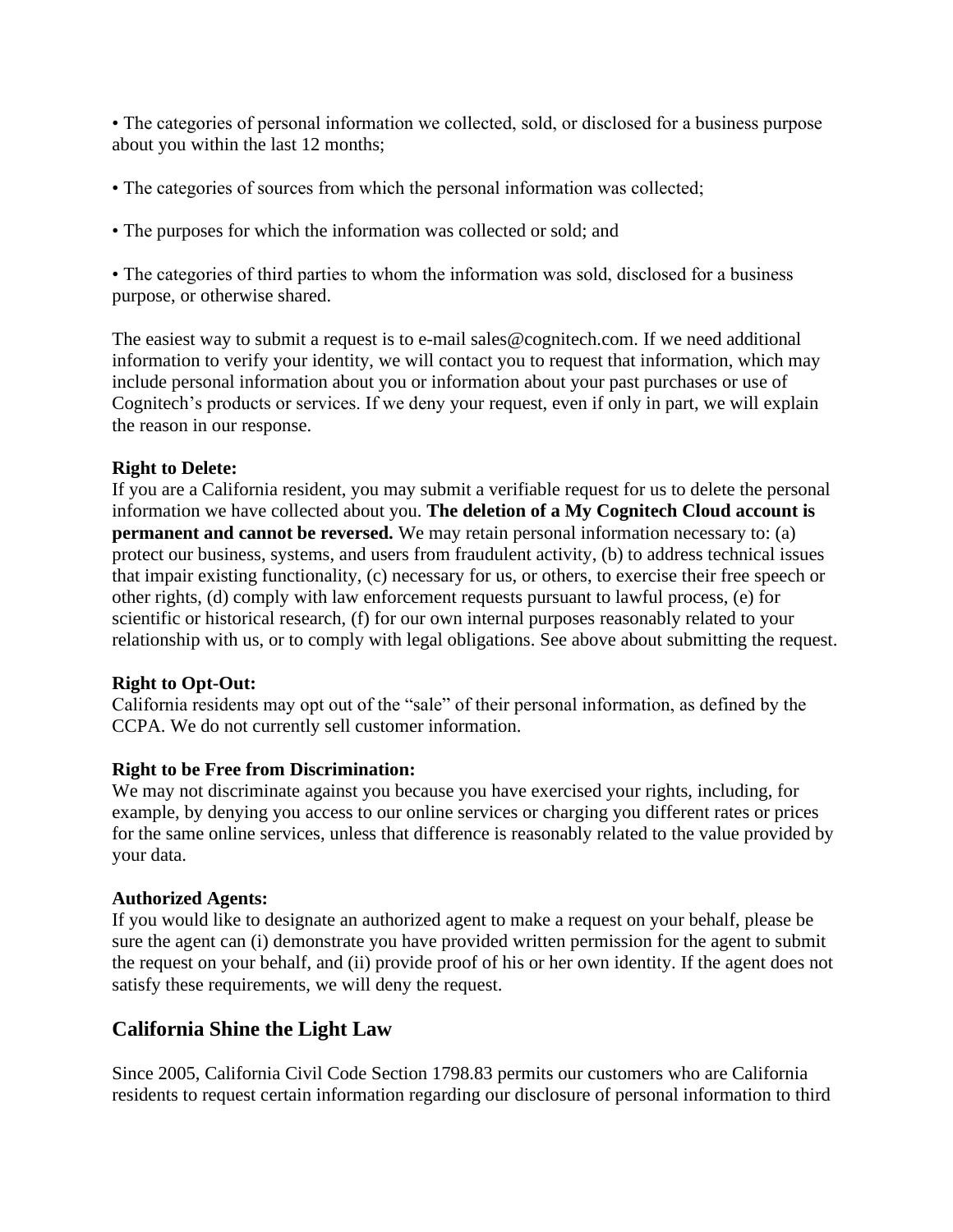- The categories of personal information we collected, sold, or disclosed for a business purpose about you within the last 12 months;

- The categories of sources from which the personal information was collected;

- The purposes for which the information was collected or sold; and

- The categories of third parties to whom the information was sold, disclosed for a business purpose, or otherwise shared.

The easiest way to submit a request is to e-mail sales@cognitech.com. If we need additional information to verify your identity, we will contact you to request that information, which may include personal information about you or information about your past purchases or use of Cognitech's products or services. If we deny your request, even if only in part, we will explain the reason in our response.

**Right to Delete:**
If you are a California resident, you may submit a verifiable request for us to delete the personal information we have collected about you. **The deletion of a My Cognitech Cloud account is permanent and cannot be reversed.** We may retain personal information necessary to: (a) protect our business, systems, and users from fraudulent activity, (b) to address technical issues that impair existing functionality, (c) necessary for us, or others, to exercise their free speech or other rights, (d) comply with law enforcement requests pursuant to lawful process, (e) for scientific or historical research, (f) for our own internal purposes reasonably related to your relationship with us, or to comply with legal obligations. See above about submitting the request.

**Right to Opt-Out:**
California residents may opt out of the "sale" of their personal information, as defined by the CCPA. We do not currently sell customer information.

**Right to be Free from Discrimination:**
We may not discriminate against you because you have exercised your rights, including, for example, by denying you access to our online services or charging you different rates or prices for the same online services, unless that difference is reasonably related to the value provided by your data.

**Authorized Agents:**
If you would like to designate an authorized agent to make a request on your behalf, please be sure the agent can (i) demonstrate you have provided written permission for the agent to submit the request on your behalf, and (ii) provide proof of his or her own identity. If the agent does not satisfy these requirements, we will deny the request.

## California Shine the Light Law

Since 2005, California Civil Code Section 1798.83 permits our customers who are California residents to request certain information regarding our disclosure of personal information to third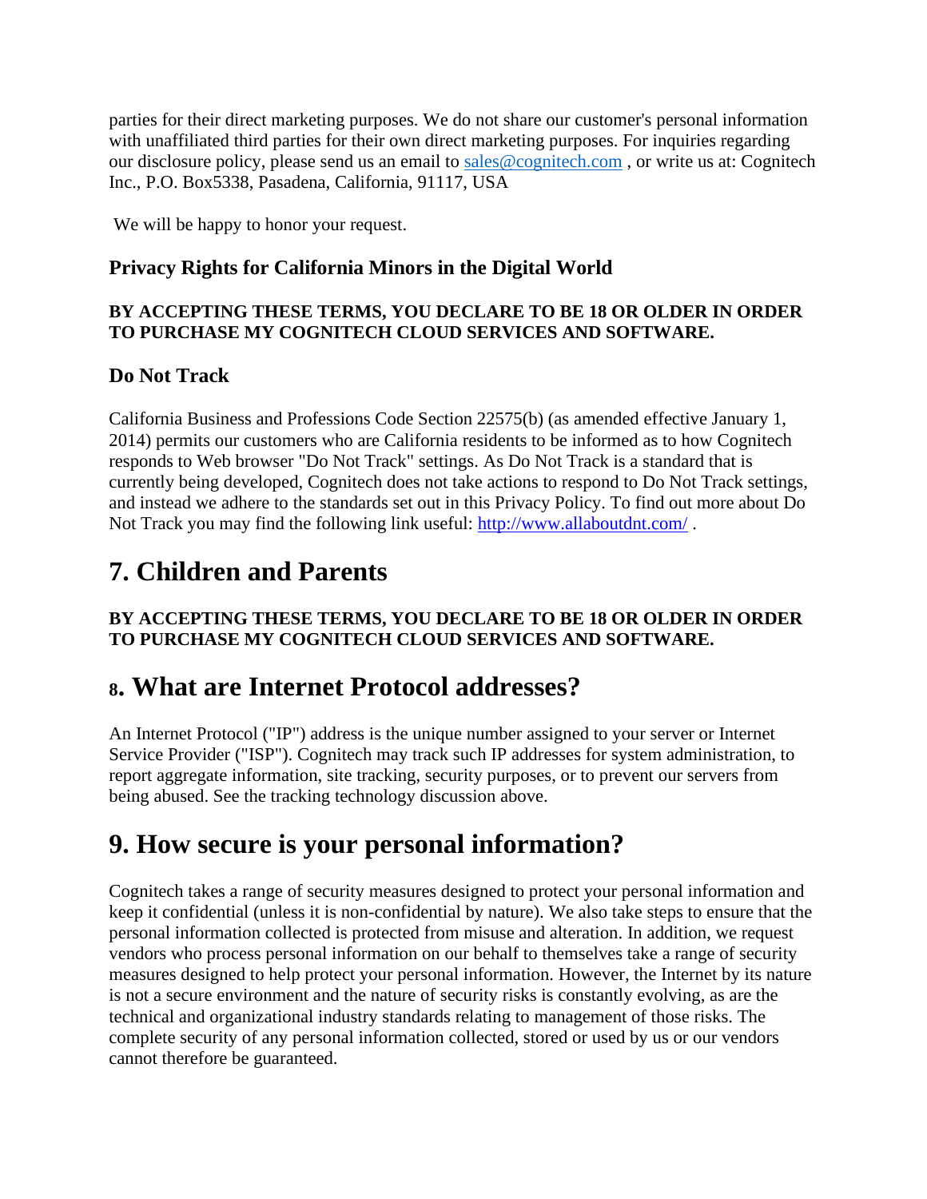parties for their direct marketing purposes. We do not share our customer's personal information with unaffiliated third parties for their own direct marketing purposes. For inquiries regarding our disclosure policy, please send us an email to [sales@cognitech.com](mailto:sales@cognitech.com) , or write us at: Cognitech Inc., P.O. Box5338, Pasadena, California, 91117, USA

We will be happy to honor your request.

### Privacy Rights for California Minors in the Digital World

**BY ACCEPTING THESE TERMS, YOU DECLARE TO BE 18 OR OLDER IN ORDER TO PURCHASE MY COGNITECH CLOUD SERVICES AND SOFTWARE.**

### Do Not Track

California Business and Professions Code Section 22575(b) (as amended effective January 1, 2014) permits our customers who are California residents to be informed as to how Cognitech responds to Web browser "Do Not Track" settings. As Do Not Track is a standard that is currently being developed, Cognitech does not take actions to respond to Do Not Track settings, and instead we adhere to the standards set out in this Privacy Policy. To find out more about Do Not Track you may find the following link useful: [http://www.allaboutdnt.com/](http://www.allaboutdnt.com/) .

## 7. Children and Parents

**BY ACCEPTING THESE TERMS, YOU DECLARE TO BE 18 OR OLDER IN ORDER TO PURCHASE MY COGNITECH CLOUD SERVICES AND SOFTWARE.**

## 8. What are Internet Protocol addresses?

An Internet Protocol ("IP") address is the unique number assigned to your server or Internet Service Provider ("ISP"). Cognitech may track such IP addresses for system administration, to report aggregate information, site tracking, security purposes, or to prevent our servers from being abused. See the tracking technology discussion above.

## 9. How secure is your personal information?

Cognitech takes a range of security measures designed to protect your personal information and keep it confidential (unless it is non-confidential by nature). We also take steps to ensure that the personal information collected is protected from misuse and alteration. In addition, we request vendors who process personal information on our behalf to themselves take a range of security measures designed to help protect your personal information. However, the Internet by its nature is not a secure environment and the nature of security risks is constantly evolving, as are the technical and organizational industry standards relating to management of those risks. The complete security of any personal information collected, stored or used by us or our vendors cannot therefore be guaranteed.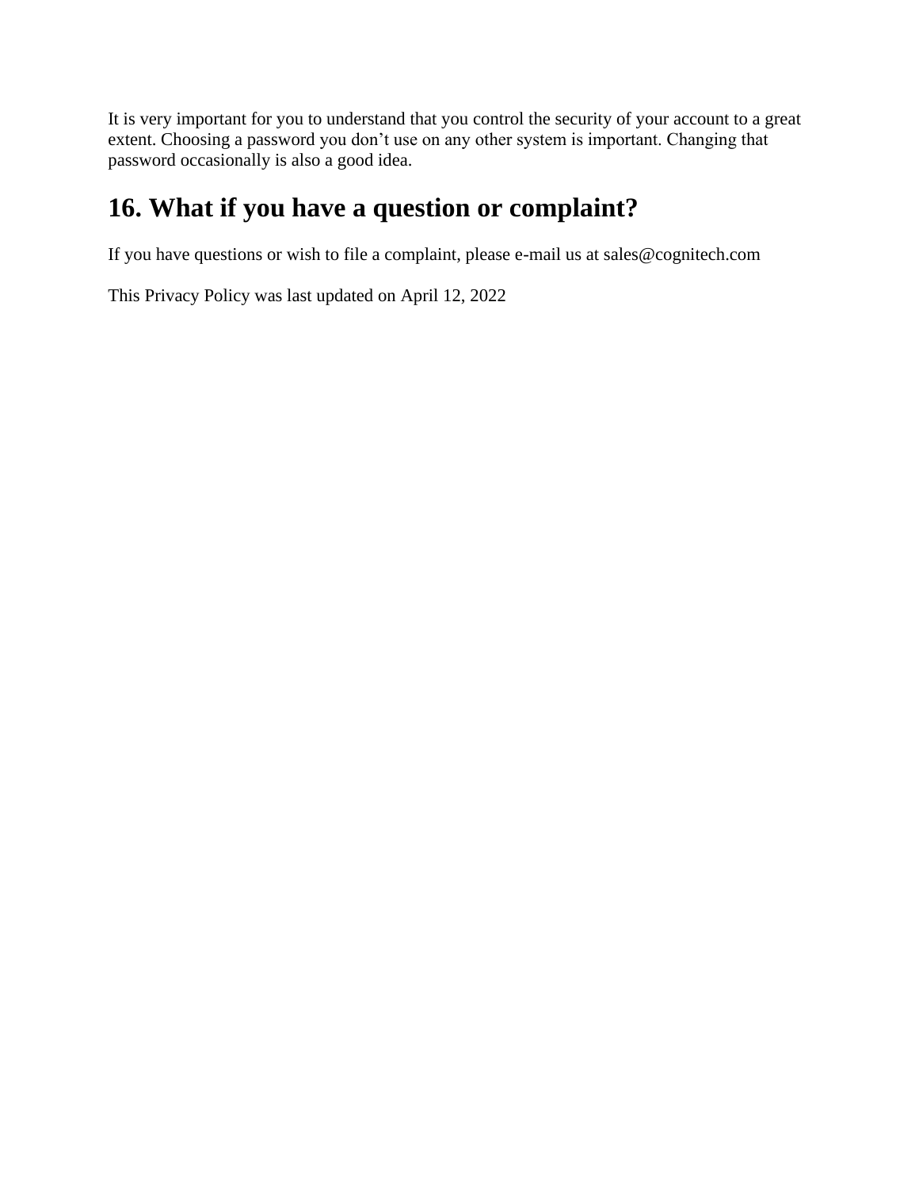It is very important for you to understand that you control the security of your account to a great extent. Choosing a password you don’t use on any other system is important. Changing that password occasionally is also a good idea.

## 16. What if you have a question or complaint?

If you have questions or wish to file a complaint, please e-mail us at sales@cognitech.com

This Privacy Policy was last updated on April 12, 2022